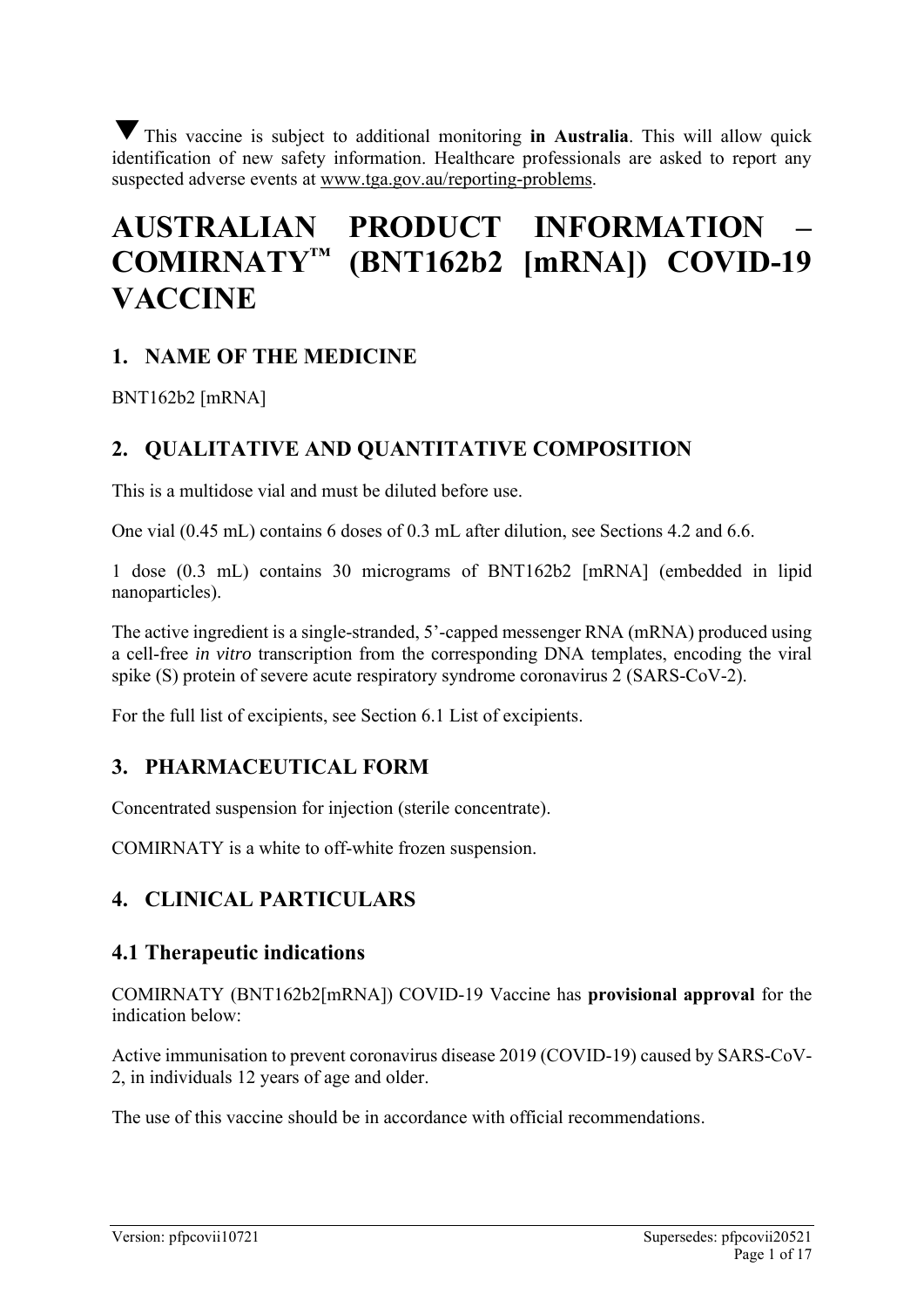▼ This vaccine is subject to additional monitoring **in Australia**. This will allow quick identification of new safety information. Healthcare professionals are asked to report any suspected adverse events at www.tga.gov.au/reporting-problems.

# AUSTRALIAN PRODUCT INFORMATION – COMIRNATY™ (BNT162b2 [mRNA]) COVID-19 VACCINE

## 1. NAME OF THE MEDICINE

BNT162b2 [mRNA]

## 2. QUALITATIVE AND QUANTITATIVE COMPOSITION

This is a multidose vial and must be diluted before use.

One vial (0.45 mL) contains 6 doses of 0.3 mL after dilution, see Sections 4.2 and 6.6.

1 dose (0.3 mL) contains 30 micrograms of BNT162b2 [mRNA] (embedded in lipid nanoparticles).

The active ingredient is a single-stranded, 5'-capped messenger RNA (mRNA) produced using a cell-free *in vitro* transcription from the corresponding DNA templates, encoding the viral spike (S) protein of severe acute respiratory syndrome coronavirus 2 (SARS-CoV-2).

For the full list of excipients, see Section 6.1 List of excipients.

## 3. PHARMACEUTICAL FORM

Concentrated suspension for injection (sterile concentrate).

COMIRNATY is a white to off-white frozen suspension.

## 4. CLINICAL PARTICULARS

### 4.1 Therapeutic indications

COMIRNATY (BNT162b2[mRNA]) COVID-19 Vaccine has **provisional approval** for the indication below:

Active immunisation to prevent coronavirus disease 2019 (COVID-19) caused by SARS-CoV-2, in individuals 12 years of age and older.

The use of this vaccine should be in accordance with official recommendations.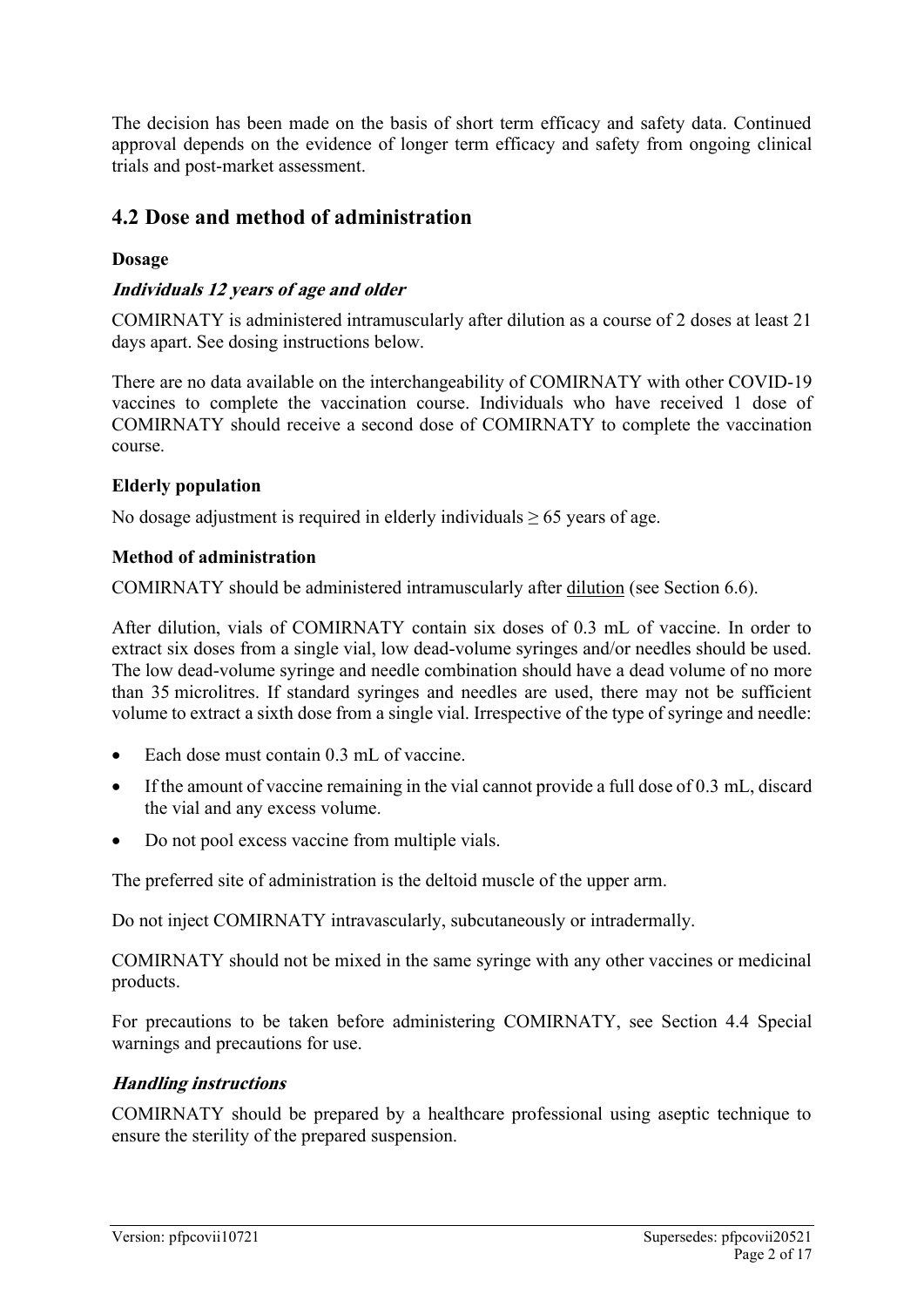The decision has been made on the basis of short term efficacy and safety data. Continued approval depends on the evidence of longer term efficacy and safety from ongoing clinical trials and post-market assessment.

## 4.2 Dose and method of administration

**Dosage**

***Individuals 12 years of age and older***

COMIRNATY is administered intramuscularly after dilution as a course of 2 doses at least 21 days apart. See dosing instructions below.

There are no data available on the interchangeability of COMIRNATY with other COVID-19 vaccines to complete the vaccination course. Individuals who have received 1 dose of COMIRNATY should receive a second dose of COMIRNATY to complete the vaccination course.

**Elderly population**

No dosage adjustment is required in elderly individuals ≥ 65 years of age.

**Method of administration**

COMIRNATY should be administered intramuscularly after dilution (see Section 6.6).

After dilution, vials of COMIRNATY contain six doses of 0.3 mL of vaccine. In order to extract six doses from a single vial, low dead-volume syringes and/or needles should be used. The low dead-volume syringe and needle combination should have a dead volume of no more than 35 microlitres. If standard syringes and needles are used, there may not be sufficient volume to extract a sixth dose from a single vial. Irrespective of the type of syringe and needle:

- Each dose must contain 0.3 mL of vaccine.
- If the amount of vaccine remaining in the vial cannot provide a full dose of 0.3 mL, discard the vial and any excess volume.
- Do not pool excess vaccine from multiple vials.

The preferred site of administration is the deltoid muscle of the upper arm.

Do not inject COMIRNATY intravascularly, subcutaneously or intradermally.

COMIRNATY should not be mixed in the same syringe with any other vaccines or medicinal products.

For precautions to be taken before administering COMIRNATY, see Section 4.4 Special warnings and precautions for use.

***Handling instructions***

COMIRNATY should be prepared by a healthcare professional using aseptic technique to ensure the sterility of the prepared suspension.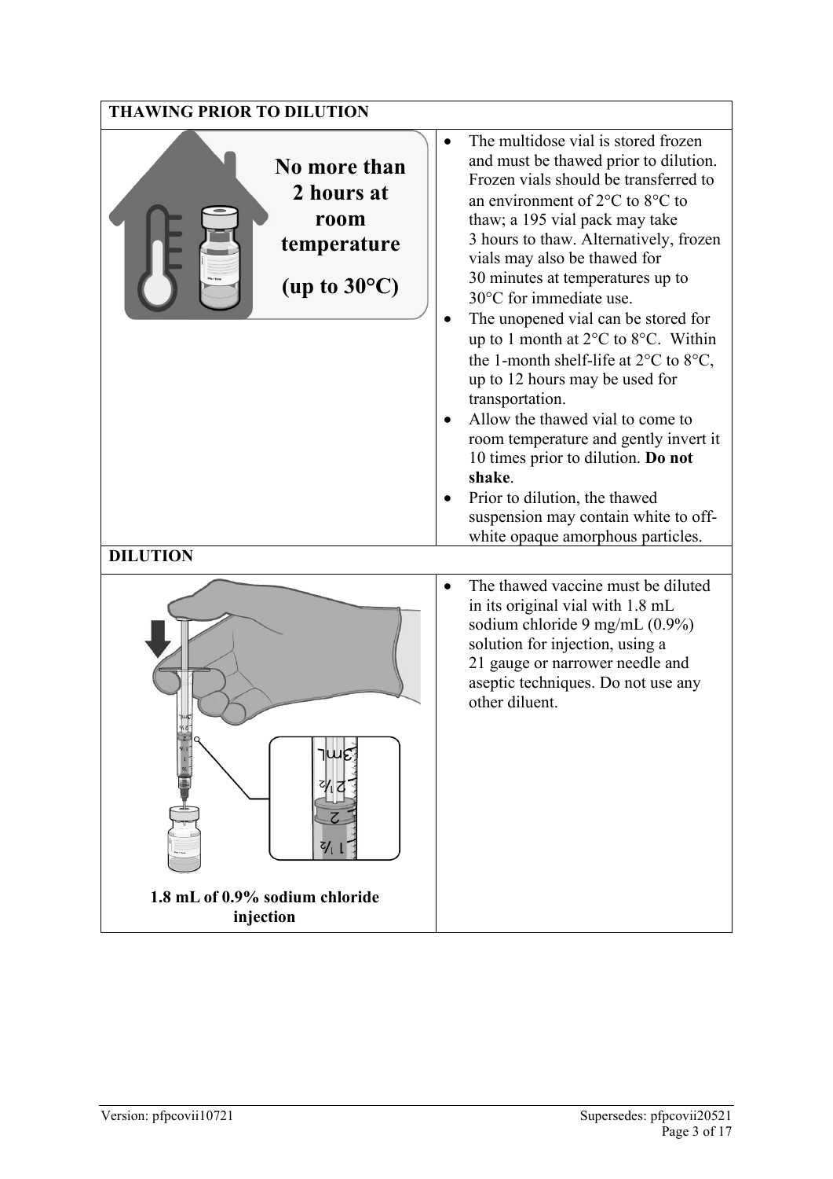| THAWING PRIOR TO DILUTION | |
|---|---|
| **No more than 2 hours at room temperature (up to 30°C)** | • The multidose vial is stored frozen and must be thawed prior to dilution. Frozen vials should be transferred to an environment of 2°C to 8°C to thaw; a 195 vial pack may take 3 hours to thaw. Alternatively, frozen vials may also be thawed for 30 minutes at temperatures up to 30°C for immediate use.<br>• The unopened vial can be stored for up to 1 month at 2°C to 8°C. Within the 1-month shelf-life at 2°C to 8°C, up to 12 hours may be used for transportation.<br>• Allow the thawed vial to come to room temperature and gently invert it 10 times prior to dilution. **Do not shake**.<br>• Prior to dilution, the thawed suspension may contain white to off-white opaque amorphous particles. |
| **DILUTION** | |
| **1.8 mL of 0.9% sodium chloride injection** | • The thawed vaccine must be diluted in its original vial with 1.8 mL sodium chloride 9 mg/mL (0.9%) solution for injection, using a 21 gauge or narrower needle and aseptic techniques. Do not use any other diluent. |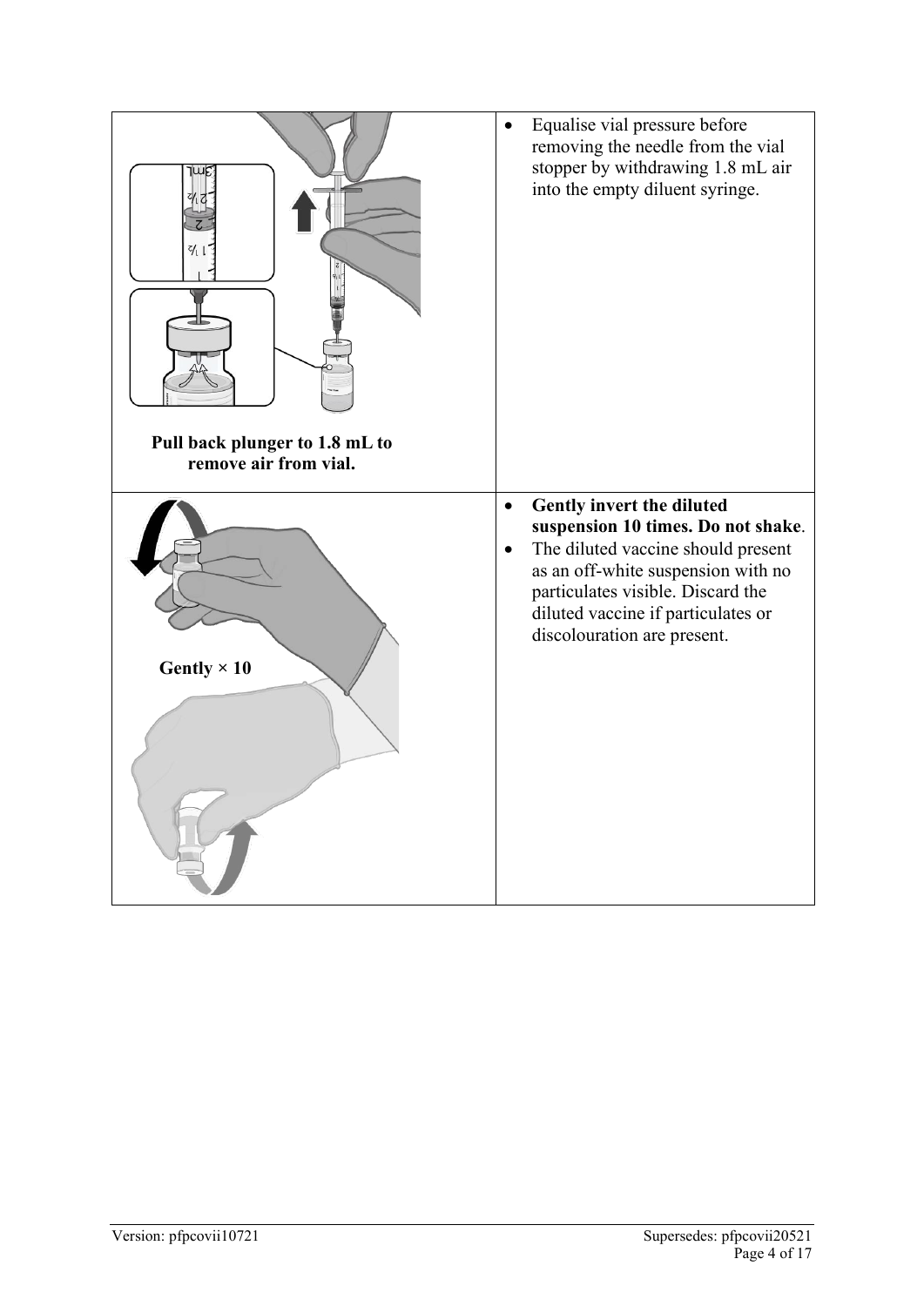| | |
|---|---|
| **Pull back plunger to 1.8 mL to remove air from vial.** | • Equalise vial pressure before removing the needle from the vial stopper by withdrawing 1.8 mL air into the empty diluent syringe. |
| **Gently × 10** | • **Gently invert the diluted suspension 10 times. Do not shake**.<br>• The diluted vaccine should present as an off-white suspension with no particulates visible. Discard the diluted vaccine if particulates or discolouration are present. |

Version: pfpcovii10721 Supersedes: pfpcovii20521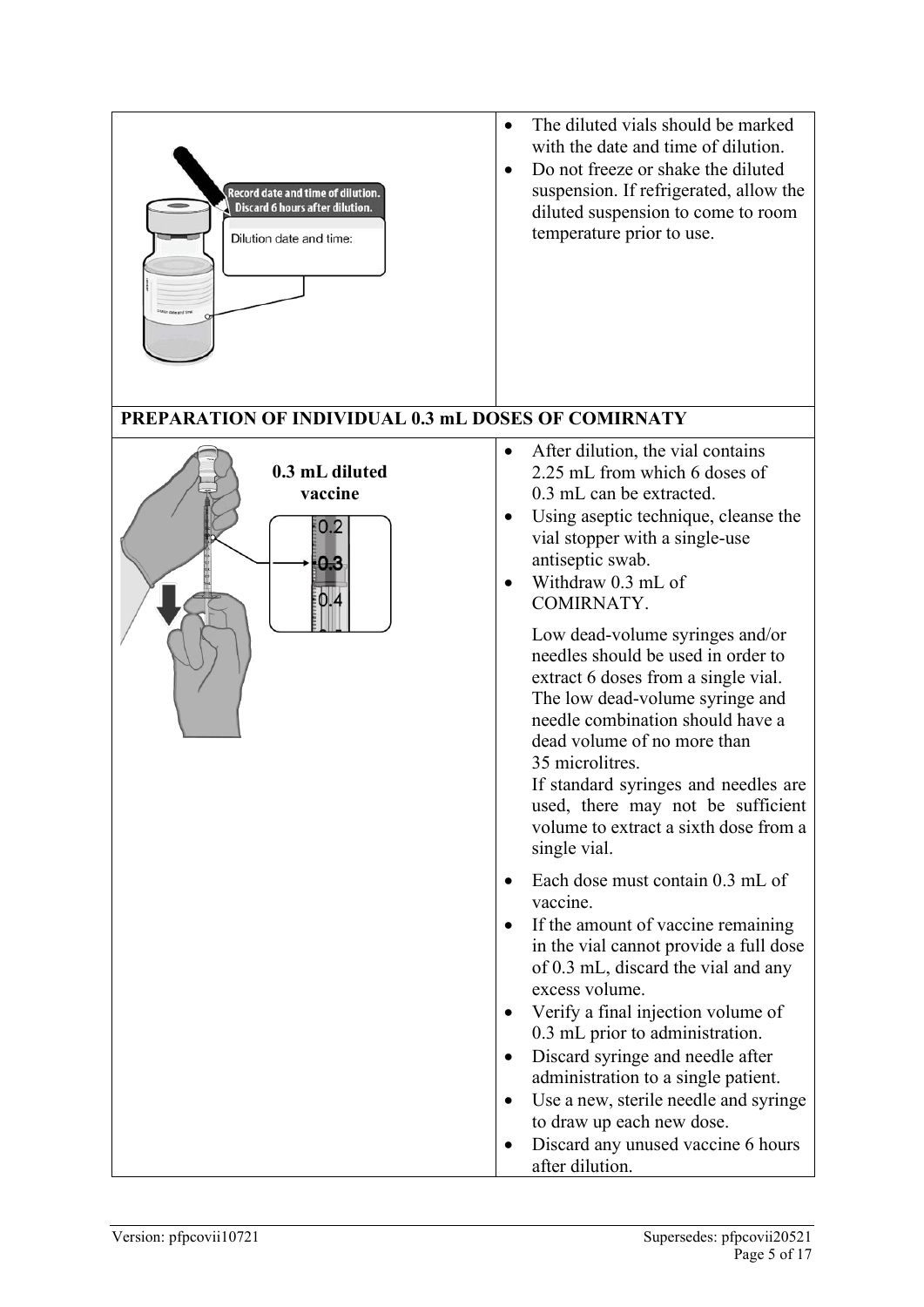| | |
|---|---|
| Record date and time of dilution. Discard 6 hours after dilution. Dilution date and time: | • The diluted vials should be marked with the date and time of dilution.<br>• Do not freeze or shake the diluted suspension. If refrigerated, allow the diluted suspension to come to room temperature prior to use. |
| **PREPARATION OF INDIVIDUAL 0.3 mL DOSES OF COMIRNATY** | |
| **0.3 mL diluted vaccine** | • After dilution, the vial contains 2.25 mL from which 6 doses of 0.3 mL can be extracted.<br>• Using aseptic technique, cleanse the vial stopper with a single-use antiseptic swab.<br>• Withdraw 0.3 mL of COMIRNATY.<br><br>Low dead-volume syringes and/or needles should be used in order to extract 6 doses from a single vial. The low dead-volume syringe and needle combination should have a dead volume of no more than 35 microlitres.<br>If standard syringes and needles are used, there may not be sufficient volume to extract a sixth dose from a single vial.<br><br>• Each dose must contain 0.3 mL of vaccine.<br>• If the amount of vaccine remaining in the vial cannot provide a full dose of 0.3 mL, discard the vial and any excess volume.<br>• Verify a final injection volume of 0.3 mL prior to administration.<br>• Discard syringe and needle after administration to a single patient.<br>• Use a new, sterile needle and syringe to draw up each new dose.<br>• Discard any unused vaccine 6 hours after dilution. |

Version: pfpcovii10721 Supersedes: pfpcovii20521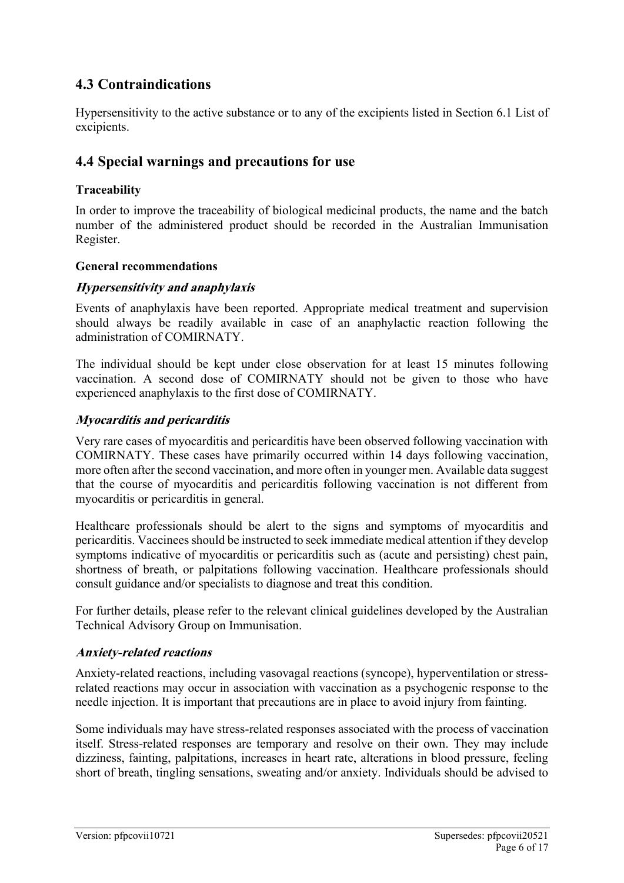## 4.3 Contraindications

Hypersensitivity to the active substance or to any of the excipients listed in Section 6.1 List of excipients.

## 4.4 Special warnings and precautions for use

**Traceability**

In order to improve the traceability of biological medicinal products, the name and the batch number of the administered product should be recorded in the Australian Immunisation Register.

**General recommendations**

***Hypersensitivity and anaphylaxis***

Events of anaphylaxis have been reported. Appropriate medical treatment and supervision should always be readily available in case of an anaphylactic reaction following the administration of COMIRNATY.

The individual should be kept under close observation for at least 15 minutes following vaccination. A second dose of COMIRNATY should not be given to those who have experienced anaphylaxis to the first dose of COMIRNATY.

***Myocarditis and pericarditis***

Very rare cases of myocarditis and pericarditis have been observed following vaccination with COMIRNATY. These cases have primarily occurred within 14 days following vaccination, more often after the second vaccination, and more often in younger men. Available data suggest that the course of myocarditis and pericarditis following vaccination is not different from myocarditis or pericarditis in general.

Healthcare professionals should be alert to the signs and symptoms of myocarditis and pericarditis. Vaccinees should be instructed to seek immediate medical attention if they develop symptoms indicative of myocarditis or pericarditis such as (acute and persisting) chest pain, shortness of breath, or palpitations following vaccination. Healthcare professionals should consult guidance and/or specialists to diagnose and treat this condition.

For further details, please refer to the relevant clinical guidelines developed by the Australian Technical Advisory Group on Immunisation.

***Anxiety-related reactions***

Anxiety-related reactions, including vasovagal reactions (syncope), hyperventilation or stress-related reactions may occur in association with vaccination as a psychogenic response to the needle injection. It is important that precautions are in place to avoid injury from fainting.

Some individuals may have stress-related responses associated with the process of vaccination itself. Stress-related responses are temporary and resolve on their own. They may include dizziness, fainting, palpitations, increases in heart rate, alterations in blood pressure, feeling short of breath, tingling sensations, sweating and/or anxiety. Individuals should be advised to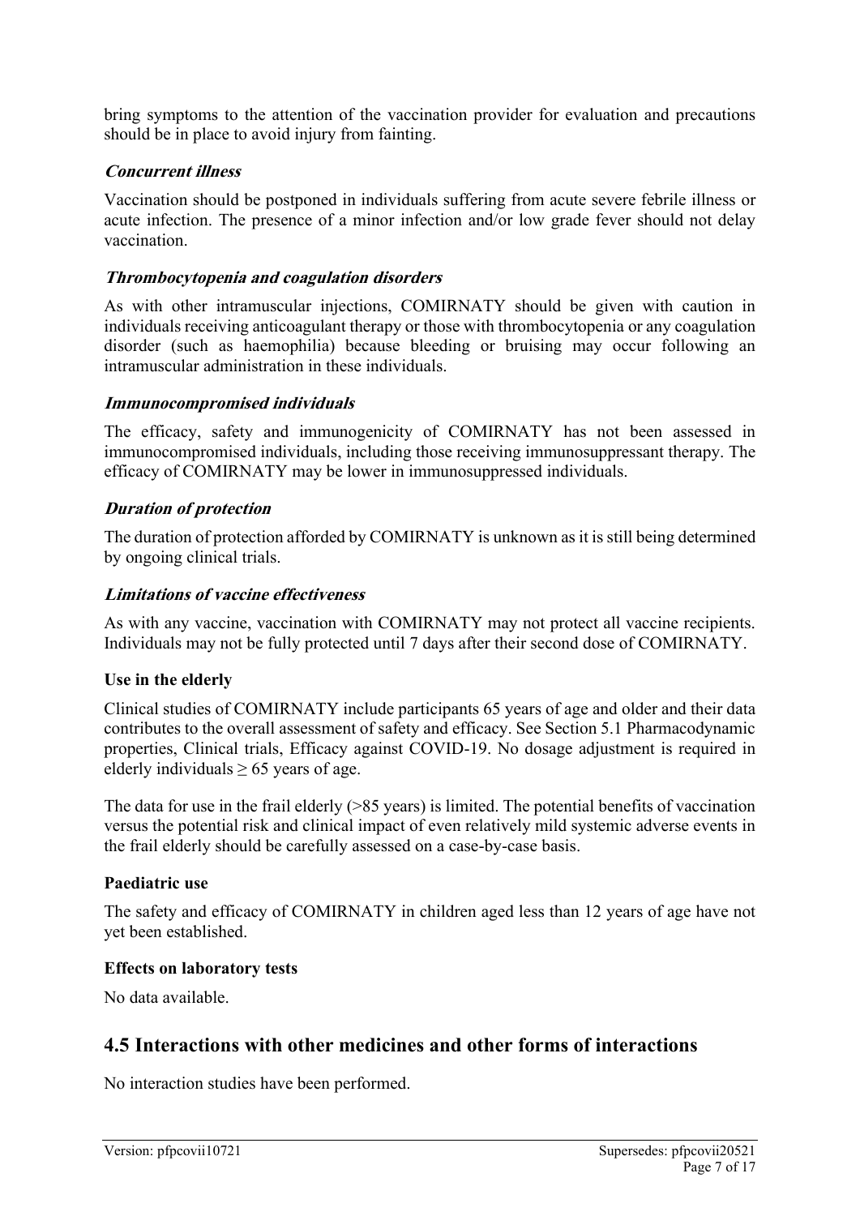bring symptoms to the attention of the vaccination provider for evaluation and precautions should be in place to avoid injury from fainting.

#### *Concurrent illness*

Vaccination should be postponed in individuals suffering from acute severe febrile illness or acute infection. The presence of a minor infection and/or low grade fever should not delay vaccination.

#### *Thrombocytopenia and coagulation disorders*

As with other intramuscular injections, COMIRNATY should be given with caution in individuals receiving anticoagulant therapy or those with thrombocytopenia or any coagulation disorder (such as haemophilia) because bleeding or bruising may occur following an intramuscular administration in these individuals.

#### *Immunocompromised individuals*

The efficacy, safety and immunogenicity of COMIRNATY has not been assessed in immunocompromised individuals, including those receiving immunosuppressant therapy. The efficacy of COMIRNATY may be lower in immunosuppressed individuals.

#### *Duration of protection*

The duration of protection afforded by COMIRNATY is unknown as it is still being determined by ongoing clinical trials.

#### *Limitations of vaccine effectiveness*

As with any vaccine, vaccination with COMIRNATY may not protect all vaccine recipients. Individuals may not be fully protected until 7 days after their second dose of COMIRNATY.

### Use in the elderly

Clinical studies of COMIRNATY include participants 65 years of age and older and their data contributes to the overall assessment of safety and efficacy. See Section 5.1 Pharmacodynamic properties, Clinical trials, Efficacy against COVID-19. No dosage adjustment is required in elderly individuals $\geq$ 65 years of age.

The data for use in the frail elderly (>85 years) is limited. The potential benefits of vaccination versus the potential risk and clinical impact of even relatively mild systemic adverse events in the frail elderly should be carefully assessed on a case-by-case basis.

### Paediatric use

The safety and efficacy of COMIRNATY in children aged less than 12 years of age have not yet been established.

### Effects on laboratory tests

No data available.

## 4.5 Interactions with other medicines and other forms of interactions

No interaction studies have been performed.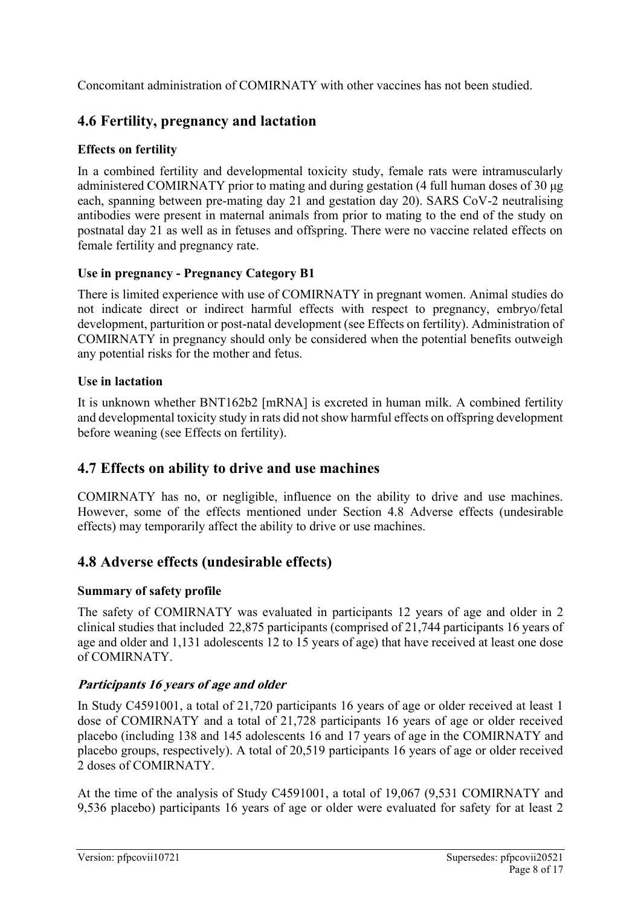Concomitant administration of COMIRNATY with other vaccines has not been studied.

## 4.6 Fertility, pregnancy and lactation

### Effects on fertility

In a combined fertility and developmental toxicity study, female rats were intramuscularly administered COMIRNATY prior to mating and during gestation (4 full human doses of 30 μg each, spanning between pre-mating day 21 and gestation day 20). SARS CoV-2 neutralising antibodies were present in maternal animals from prior to mating to the end of the study on postnatal day 21 as well as in fetuses and offspring. There were no vaccine related effects on female fertility and pregnancy rate.

### Use in pregnancy - Pregnancy Category B1

There is limited experience with use of COMIRNATY in pregnant women. Animal studies do not indicate direct or indirect harmful effects with respect to pregnancy, embryo/fetal development, parturition or post-natal development (see Effects on fertility). Administration of COMIRNATY in pregnancy should only be considered when the potential benefits outweigh any potential risks for the mother and fetus.

### Use in lactation

It is unknown whether BNT162b2 [mRNA] is excreted in human milk. A combined fertility and developmental toxicity study in rats did not show harmful effects on offspring development before weaning (see Effects on fertility).

## 4.7 Effects on ability to drive and use machines

COMIRNATY has no, or negligible, influence on the ability to drive and use machines. However, some of the effects mentioned under Section 4.8 Adverse effects (undesirable effects) may temporarily affect the ability to drive or use machines.

## 4.8 Adverse effects (undesirable effects)

### Summary of safety profile

The safety of COMIRNATY was evaluated in participants 12 years of age and older in 2 clinical studies that included 22,875 participants (comprised of 21,744 participants 16 years of age and older and 1,131 adolescents 12 to 15 years of age) that have received at least one dose of COMIRNATY.

### *Participants 16 years of age and older*

In Study C4591001, a total of 21,720 participants 16 years of age or older received at least 1 dose of COMIRNATY and a total of 21,728 participants 16 years of age or older received placebo (including 138 and 145 adolescents 16 and 17 years of age in the COMIRNATY and placebo groups, respectively). A total of 20,519 participants 16 years of age or older received 2 doses of COMIRNATY.

At the time of the analysis of Study C4591001, a total of 19,067 (9,531 COMIRNATY and 9,536 placebo) participants 16 years of age or older were evaluated for safety for at least 2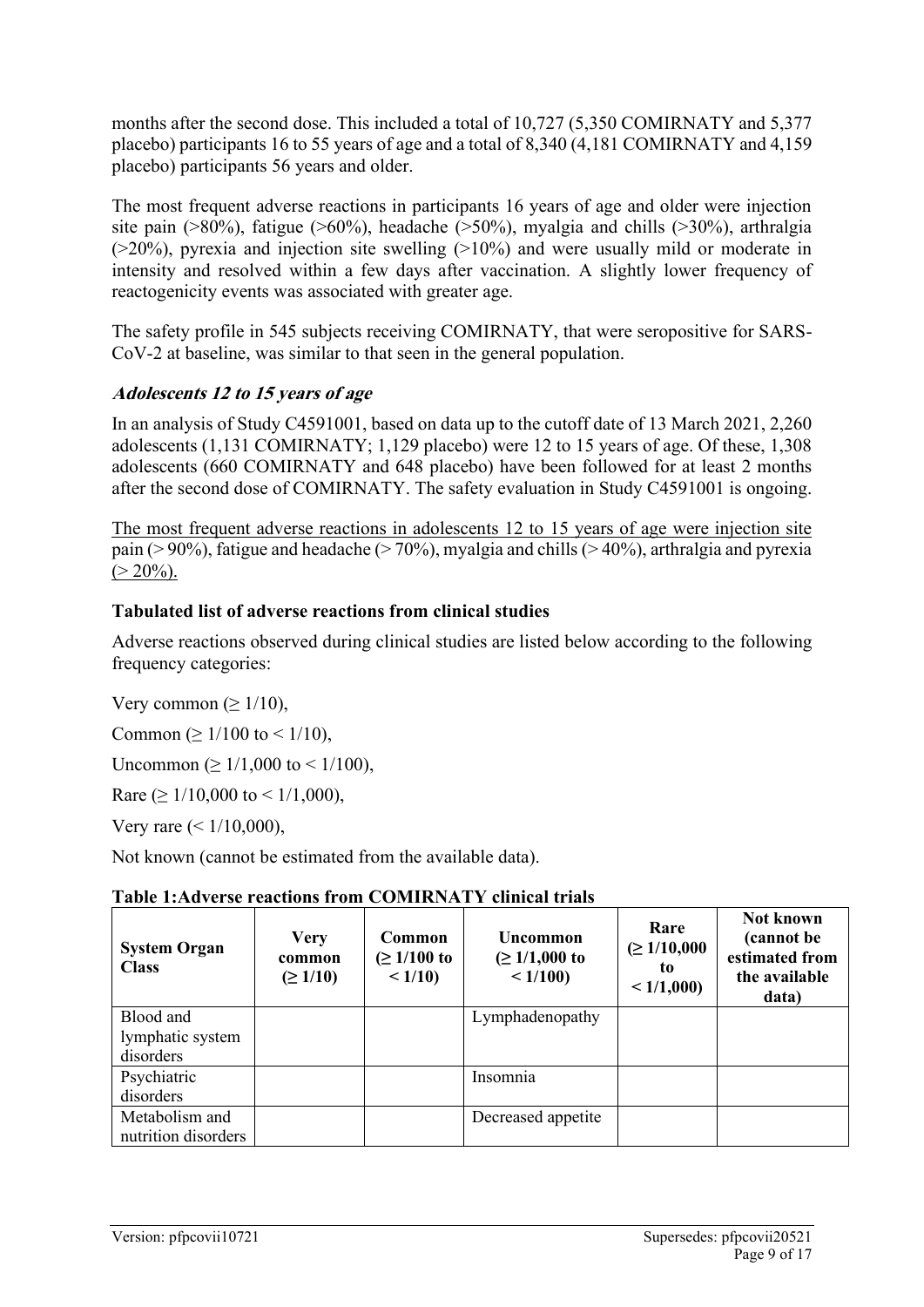months after the second dose. This included a total of 10,727 (5,350 COMIRNATY and 5,377 placebo) participants 16 to 55 years of age and a total of 8,340 (4,181 COMIRNATY and 4,159 placebo) participants 56 years and older.

The most frequent adverse reactions in participants 16 years of age and older were injection site pain (>80%), fatigue (>60%), headache (>50%), myalgia and chills (>30%), arthralgia (>20%), pyrexia and injection site swelling (>10%) and were usually mild or moderate in intensity and resolved within a few days after vaccination. A slightly lower frequency of reactogenicity events was associated with greater age.

The safety profile in 545 subjects receiving COMIRNATY, that were seropositive for SARS-CoV-2 at baseline, was similar to that seen in the general population.

### *Adolescents 12 to 15 years of age*

In an analysis of Study C4591001, based on data up to the cutoff date of 13 March 2021, 2,260 adolescents (1,131 COMIRNATY; 1,129 placebo) were 12 to 15 years of age. Of these, 1,308 adolescents (660 COMIRNATY and 648 placebo) have been followed for at least 2 months after the second dose of COMIRNATY. The safety evaluation in Study C4591001 is ongoing.

<u>The most frequent adverse reactions in adolescents 12 to 15 years of age were injection site pain (> 90%), fatigue and headache (> 70%), myalgia and chills (> 40%), arthralgia and pyrexia (> 20%).</u>

### Tabulated list of adverse reactions from clinical studies

Adverse reactions observed during clinical studies are listed below according to the following frequency categories:

Very common (≥ 1/10),

Common (≥ 1/100 to < 1/10),

Uncommon (≥ 1/1,000 to < 1/100),

Rare (≥ 1/10,000 to < 1/1,000),

Very rare (< 1/10,000),

Not known (cannot be estimated from the available data).

**Table 1: Adverse reactions from COMIRNATY clinical trials**

| System Organ Class | Very common (≥ 1/10) | Common (≥ 1/100 to < 1/10) | Uncommon (≥ 1/1,000 to < 1/100) | Rare (≥ 1/10,000 to < 1/1,000) | Not known (cannot be estimated from the available data) |
|---|---|---|---|---|---|
| Blood and lymphatic system disorders | | | Lymphadenopathy | | |
| Psychiatric disorders | | | Insomnia | | |
| Metabolism and nutrition disorders | | | Decreased appetite | | |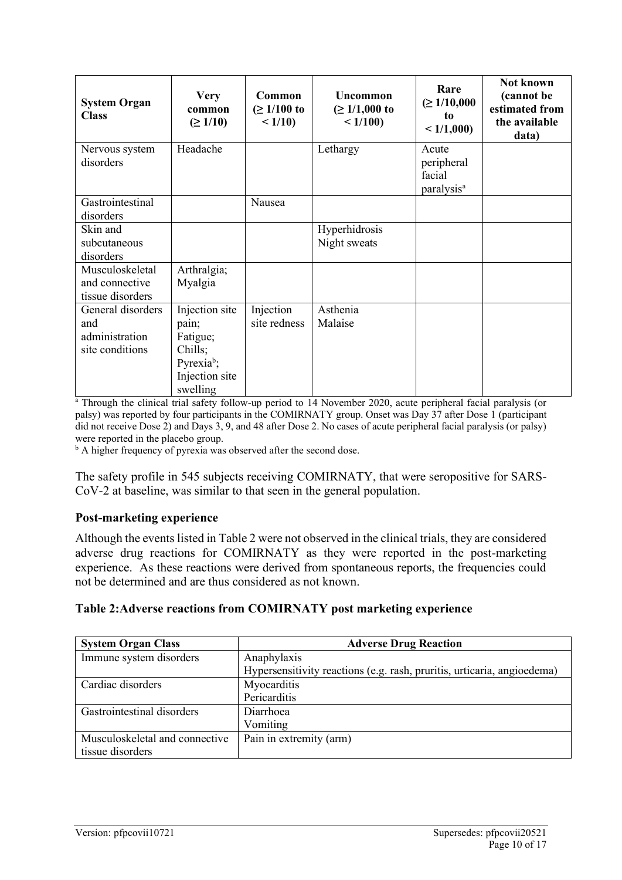| System Organ Class | Very common (≥ 1/10) | Common (≥ 1/100 to < 1/10) | Uncommon (≥ 1/1,000 to < 1/100) | Rare (≥ 1/10,000 to < 1/1,000) | Not known (cannot be estimated from the available data) |
|---|---|---|---|---|---|
| Nervous system disorders | Headache | | Lethargy | Acute peripheral facial paralysis[a] | |
| Gastrointestinal disorders | | Nausea | | | |
| Skin and subcutaneous disorders | | | Hyperhidrosis<br>Night sweats | | |
| Musculoskeletal and connective tissue disorders | Arthralgia;<br>Myalgia | | | | |
| General disorders and administration site conditions | Injection site pain;<br>Fatigue;<br>Chills;<br>Pyrexia[b];<br>Injection site swelling | Injection site redness | Asthenia<br>Malaise | | |

[a] Through the clinical trial safety follow-up period to 14 November 2020, acute peripheral facial paralysis (or palsy) was reported by four participants in the COMIRNATY group. Onset was Day 37 after Dose 1 (participant did not receive Dose 2) and Days 3, 9, and 48 after Dose 2. No cases of acute peripheral facial paralysis (or palsy) were reported in the placebo group.

[b] A higher frequency of pyrexia was observed after the second dose.

The safety profile in 545 subjects receiving COMIRNATY, that were seropositive for SARS-CoV-2 at baseline, was similar to that seen in the general population.

**Post-marketing experience**

Although the events listed in Table 2 were not observed in the clinical trials, they are considered adverse drug reactions for COMIRNATY as they were reported in the post-marketing experience. As these reactions were derived from spontaneous reports, the frequencies could not be determined and are thus considered as not known.

**Table 2:Adverse reactions from COMIRNATY post marketing experience**

| System Organ Class | Adverse Drug Reaction |
|---|---|
| Immune system disorders | Anaphylaxis<br>Hypersensitivity reactions (e.g. rash, pruritis, urticaria, angioedema) |
| Cardiac disorders | Myocarditis<br>Pericarditis |
| Gastrointestinal disorders | Diarrhoea<br>Vomiting |
| Musculoskeletal and connective tissue disorders | Pain in extremity (arm) |

Version: pfpcovii10721 Supersedes: pfpcovii20521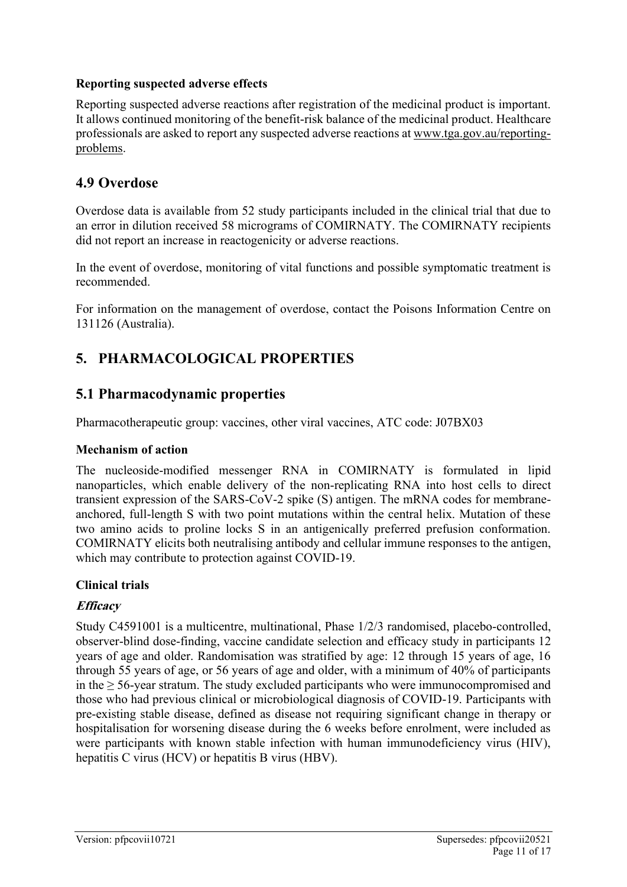**Reporting suspected adverse effects**

Reporting suspected adverse reactions after registration of the medicinal product is important. It allows continued monitoring of the benefit-risk balance of the medicinal product. Healthcare professionals are asked to report any suspected adverse reactions at www.tga.gov.au/reporting-problems.

## 4.9 Overdose

Overdose data is available from 52 study participants included in the clinical trial that due to an error in dilution received 58 micrograms of COMIRNATY. The COMIRNATY recipients did not report an increase in reactogenicity or adverse reactions.

In the event of overdose, monitoring of vital functions and possible symptomatic treatment is recommended.

For information on the management of overdose, contact the Poisons Information Centre on 131126 (Australia).

# 5. PHARMACOLOGICAL PROPERTIES

## 5.1 Pharmacodynamic properties

Pharmacotherapeutic group: vaccines, other viral vaccines, ATC code: J07BX03

**Mechanism of action**

The nucleoside-modified messenger RNA in COMIRNATY is formulated in lipid nanoparticles, which enable delivery of the non-replicating RNA into host cells to direct transient expression of the SARS-CoV-2 spike (S) antigen. The mRNA codes for membrane-anchored, full-length S with two point mutations within the central helix. Mutation of these two amino acids to proline locks S in an antigenically preferred prefusion conformation. COMIRNATY elicits both neutralising antibody and cellular immune responses to the antigen, which may contribute to protection against COVID-19.

**Clinical trials**

***Efficacy***

Study C4591001 is a multicentre, multinational, Phase 1/2/3 randomised, placebo-controlled, observer-blind dose-finding, vaccine candidate selection and efficacy study in participants 12 years of age and older. Randomisation was stratified by age: 12 through 15 years of age, 16 through 55 years of age, or 56 years of age and older, with a minimum of 40% of participants in the ≥ 56-year stratum. The study excluded participants who were immunocompromised and those who had previous clinical or microbiological diagnosis of COVID-19. Participants with pre-existing stable disease, defined as disease not requiring significant change in therapy or hospitalisation for worsening disease during the 6 weeks before enrolment, were included as were participants with known stable infection with human immunodeficiency virus (HIV), hepatitis C virus (HCV) or hepatitis B virus (HBV).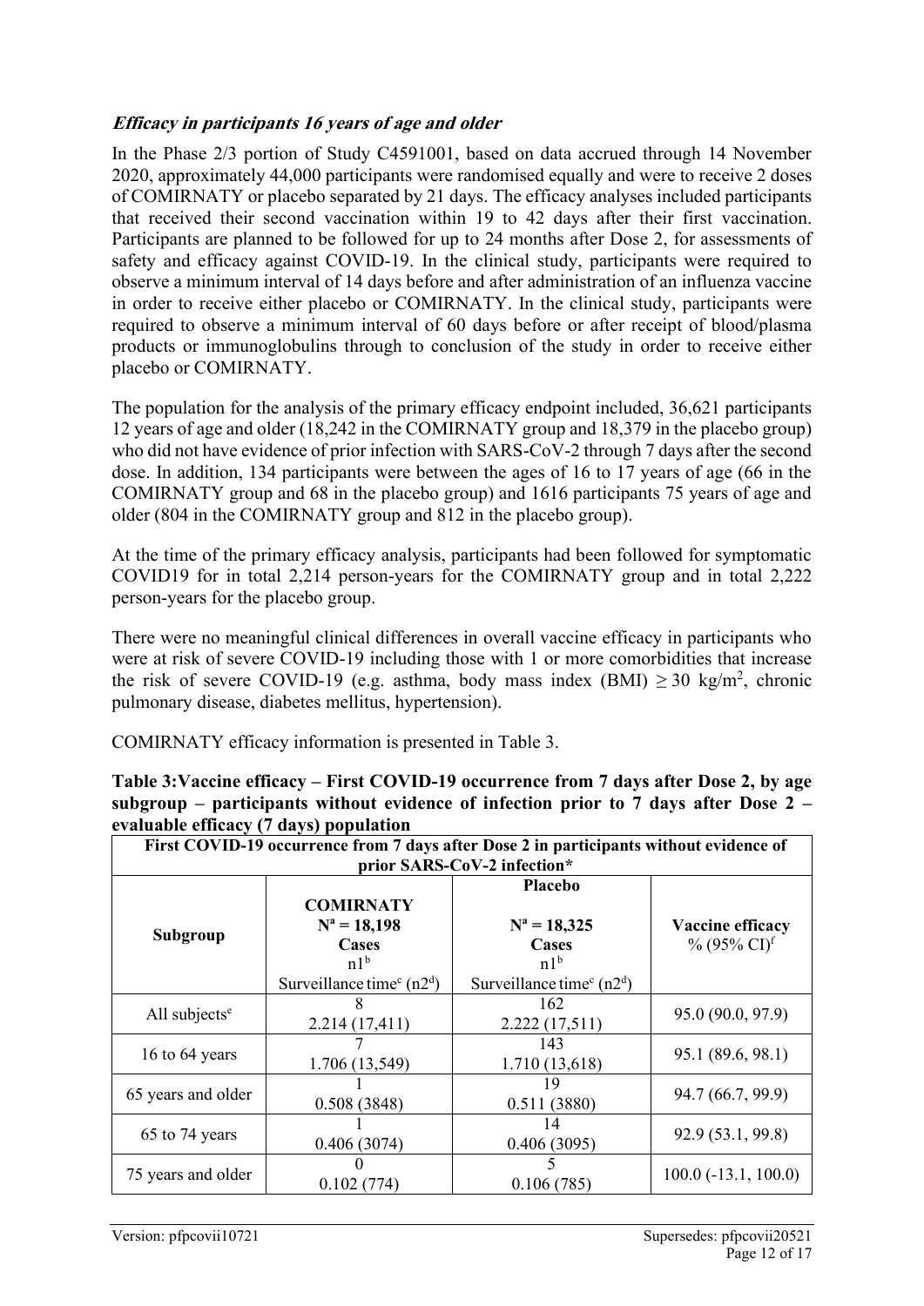### ***Efficacy in participants 16 years of age and older***

In the Phase 2/3 portion of Study C4591001, based on data accrued through 14 November 2020, approximately 44,000 participants were randomised equally and were to receive 2 doses of COMIRNATY or placebo separated by 21 days. The efficacy analyses included participants that received their second vaccination within 19 to 42 days after their first vaccination. Participants are planned to be followed for up to 24 months after Dose 2, for assessments of safety and efficacy against COVID-19. In the clinical study, participants were required to observe a minimum interval of 14 days before and after administration of an influenza vaccine in order to receive either placebo or COMIRNATY. In the clinical study, participants were required to observe a minimum interval of 60 days before or after receipt of blood/plasma products or immunoglobulins through to conclusion of the study in order to receive either placebo or COMIRNATY.

The population for the analysis of the primary efficacy endpoint included, 36,621 participants 12 years of age and older (18,242 in the COMIRNATY group and 18,379 in the placebo group) who did not have evidence of prior infection with SARS-CoV-2 through 7 days after the second dose. In addition, 134 participants were between the ages of 16 to 17 years of age (66 in the COMIRNATY group and 68 in the placebo group) and 1616 participants 75 years of age and older (804 in the COMIRNATY group and 812 in the placebo group).

At the time of the primary efficacy analysis, participants had been followed for symptomatic COVID19 for in total 2,214 person-years for the COMIRNATY group and in total 2,222 person-years for the placebo group.

There were no meaningful clinical differences in overall vaccine efficacy in participants who were at risk of severe COVID-19 including those with 1 or more comorbidities that increase the risk of severe COVID-19 (e.g. asthma, body mass index (BMI) $\geq 30$ kg/m$^2$, chronic pulmonary disease, diabetes mellitus, hypertension).

COMIRNATY efficacy information is presented in Table 3.

**Table 3:Vaccine efficacy – First COVID-19 occurrence from 7 days after Dose 2, by age subgroup – participants without evidence of infection prior to 7 days after Dose 2 – evaluable efficacy (7 days) population**

| First COVID-19 occurrence from 7 days after Dose 2 in participants without evidence of prior SARS-CoV-2 infection* | | | |
|---|---|---|---|
| **Subgroup** | **COMIRNATY**<br>**N[a] = 18,198**<br>**Cases**<br>n1[b]<br>Surveillance time[c] (n2[d]) | **Placebo**<br>**N[a] = 18,325**<br>**Cases**<br>n1[b]<br>Surveillance time[c] (n2[d]) | **Vaccine efficacy**<br>% (95% CI)[f] |
| All subjects[e] | 8<br>2.214 (17,411) | 162<br>2.222 (17,511) | 95.0 (90.0, 97.9) |
| 16 to 64 years | 7<br>1.706 (13,549) | 143<br>1.710 (13,618) | 95.1 (89.6, 98.1) |
| 65 years and older | 1<br>0.508 (3848) | 19<br>0.511 (3880) | 94.7 (66.7, 99.9) |
| 65 to 74 years | 1<br>0.406 (3074) | 14<br>0.406 (3095) | 92.9 (53.1, 99.8) |
| 75 years and older | 0<br>0.102 (774) | 5<br>0.106 (785) | 100.0 (-13.1, 100.0) |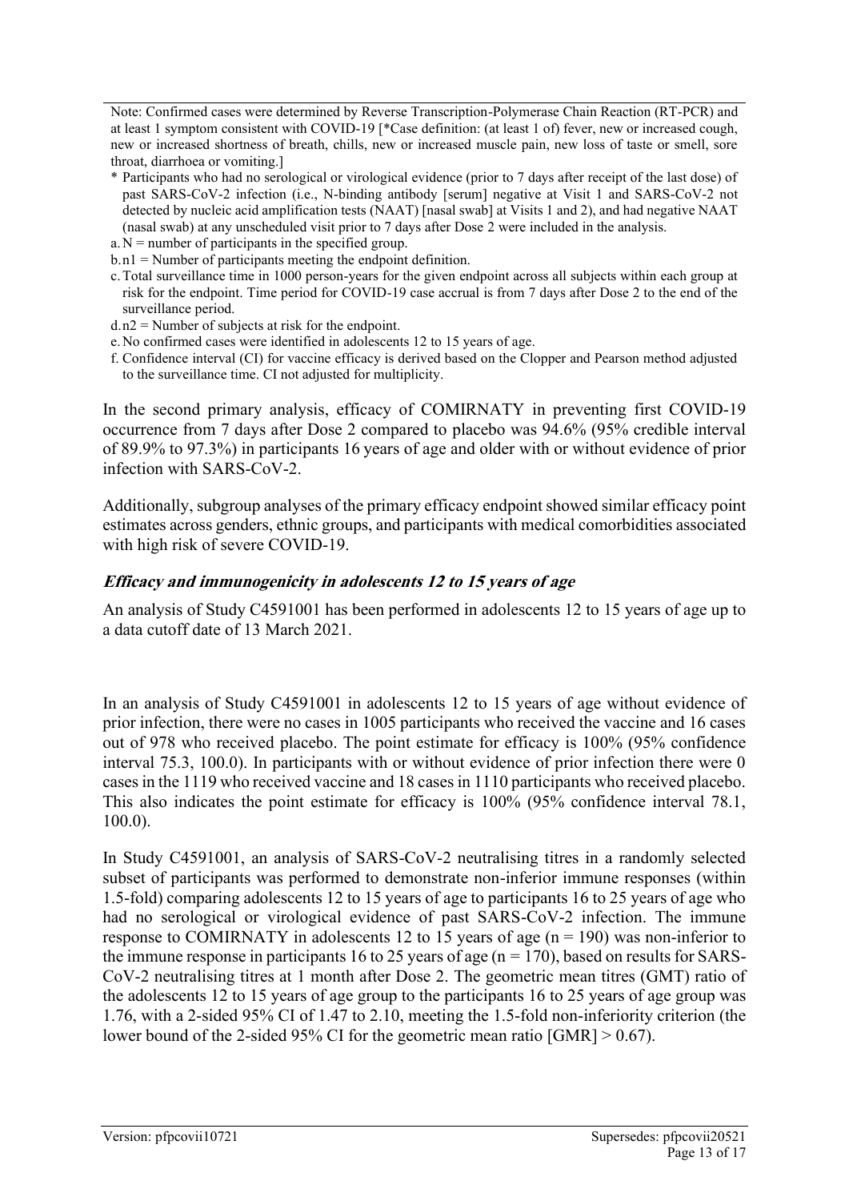Note: Confirmed cases were determined by Reverse Transcription-Polymerase Chain Reaction (RT-PCR) and at least 1 symptom consistent with COVID-19 [*Case definition: (at least 1 of) fever, new or increased cough, new or increased shortness of breath, chills, new or increased muscle pain, new loss of taste or smell, sore throat, diarrhoea or vomiting.]

\* Participants who had no serological or virological evidence (prior to 7 days after receipt of the last dose) of past SARS-CoV-2 infection (i.e., N-binding antibody [serum] negative at Visit 1 and SARS-CoV-2 not detected by nucleic acid amplification tests (NAAT) [nasal swab] at Visits 1 and 2), and had negative NAAT (nasal swab) at any unscheduled visit prior to 7 days after Dose 2 were included in the analysis.

a. N = number of participants in the specified group.

b. n1 = Number of participants meeting the endpoint definition.

c. Total surveillance time in 1000 person-years for the given endpoint across all subjects within each group at risk for the endpoint. Time period for COVID-19 case accrual is from 7 days after Dose 2 to the end of the surveillance period.

d. n2 = Number of subjects at risk for the endpoint.

e. No confirmed cases were identified in adolescents 12 to 15 years of age.

f. Confidence interval (CI) for vaccine efficacy is derived based on the Clopper and Pearson method adjusted to the surveillance time. CI not adjusted for multiplicity.

In the second primary analysis, efficacy of COMIRNATY in preventing first COVID-19 occurrence from 7 days after Dose 2 compared to placebo was 94.6% (95% credible interval of 89.9% to 97.3%) in participants 16 years of age and older with or without evidence of prior infection with SARS-CoV-2.

Additionally, subgroup analyses of the primary efficacy endpoint showed similar efficacy point estimates across genders, ethnic groups, and participants with medical comorbidities associated with high risk of severe COVID-19.

### *Efficacy and immunogenicity in adolescents 12 to 15 years of age*

An analysis of Study C4591001 has been performed in adolescents 12 to 15 years of age up to a data cutoff date of 13 March 2021.

In an analysis of Study C4591001 in adolescents 12 to 15 years of age without evidence of prior infection, there were no cases in 1005 participants who received the vaccine and 16 cases out of 978 who received placebo. The point estimate for efficacy is 100% (95% confidence interval 75.3, 100.0). In participants with or without evidence of prior infection there were 0 cases in the 1119 who received vaccine and 18 cases in 1110 participants who received placebo. This also indicates the point estimate for efficacy is 100% (95% confidence interval 78.1, 100.0).

In Study C4591001, an analysis of SARS-CoV-2 neutralising titres in a randomly selected subset of participants was performed to demonstrate non-inferior immune responses (within 1.5-fold) comparing adolescents 12 to 15 years of age to participants 16 to 25 years of age who had no serological or virological evidence of past SARS-CoV-2 infection. The immune response to COMIRNATY in adolescents 12 to 15 years of age (n = 190) was non-inferior to the immune response in participants 16 to 25 years of age (n = 170), based on results for SARS-CoV-2 neutralising titres at 1 month after Dose 2. The geometric mean titres (GMT) ratio of the adolescents 12 to 15 years of age group to the participants 16 to 25 years of age group was 1.76, with a 2-sided 95% CI of 1.47 to 2.10, meeting the 1.5-fold non-inferiority criterion (the lower bound of the 2-sided 95% CI for the geometric mean ratio [GMR] > 0.67).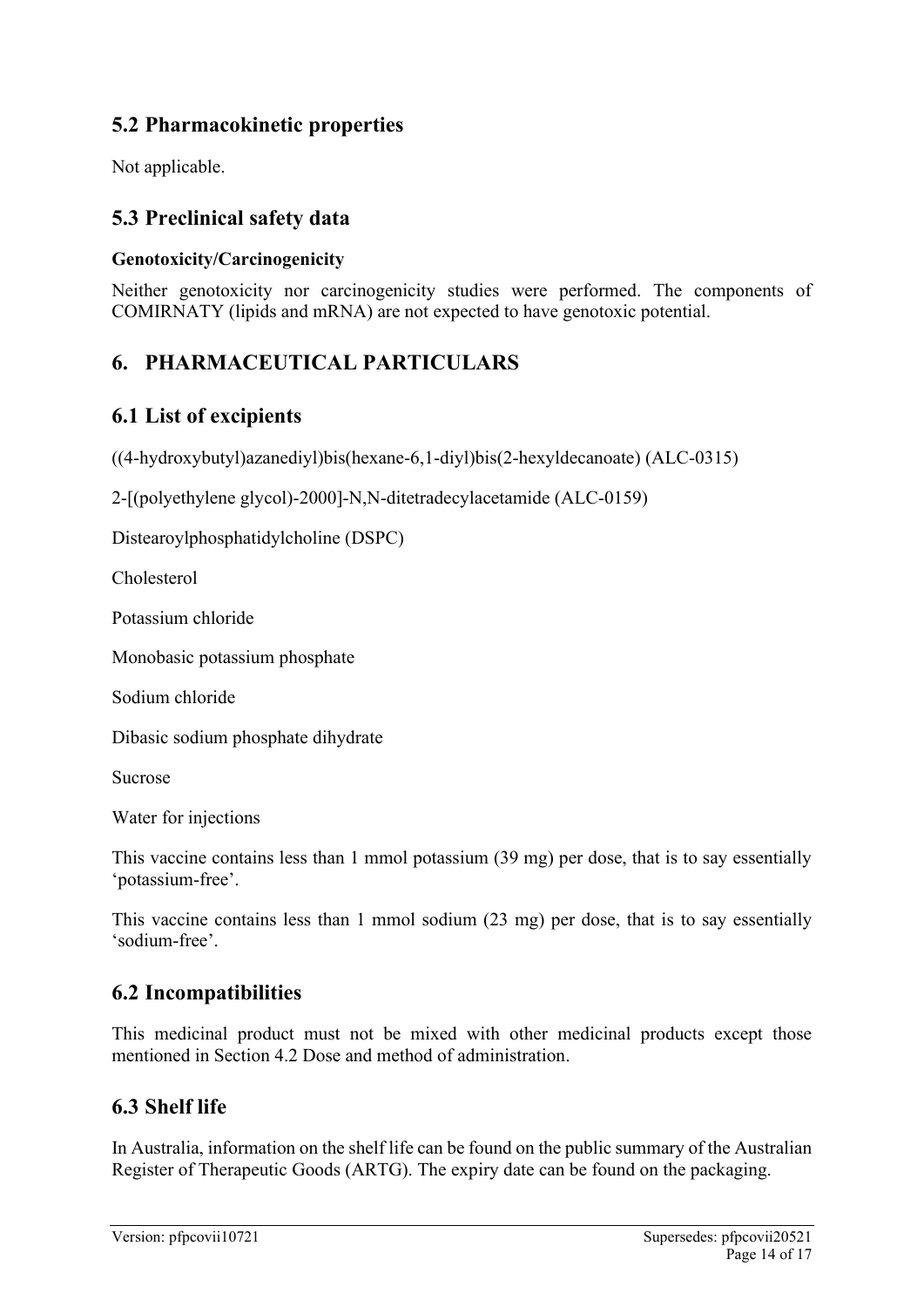## 5.2 Pharmacokinetic properties

Not applicable.

## 5.3 Preclinical safety data

**Genotoxicity/Carcinogenicity**

Neither genotoxicity nor carcinogenicity studies were performed. The components of COMIRNATY (lipids and mRNA) are not expected to have genotoxic potential.

# 6. PHARMACEUTICAL PARTICULARS

## 6.1 List of excipients

((4-hydroxybutyl)azanediyl)bis(hexane-6,1-diyl)bis(2-hexyldecanoate) (ALC-0315)

2-[(polyethylene glycol)-2000]-N,N-ditetradecylacetamide (ALC-0159)

Distearoylphosphatidylcholine (DSPC)

Cholesterol

Potassium chloride

Monobasic potassium phosphate

Sodium chloride

Dibasic sodium phosphate dihydrate

Sucrose

Water for injections

This vaccine contains less than 1 mmol potassium (39 mg) per dose, that is to say essentially 'potassium-free'.

This vaccine contains less than 1 mmol sodium (23 mg) per dose, that is to say essentially 'sodium-free'.

## 6.2 Incompatibilities

This medicinal product must not be mixed with other medicinal products except those mentioned in Section 4.2 Dose and method of administration.

## 6.3 Shelf life

In Australia, information on the shelf life can be found on the public summary of the Australian Register of Therapeutic Goods (ARTG). The expiry date can be found on the packaging.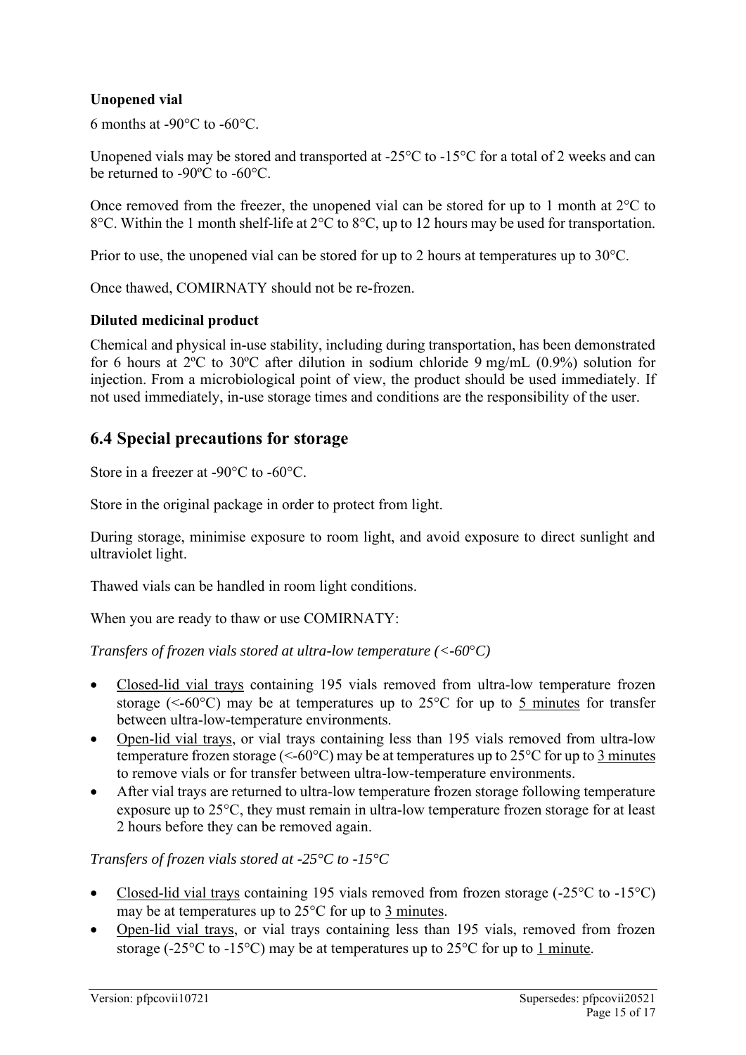**Unopened vial**

6 months at -90°C to -60°C.

Unopened vials may be stored and transported at -25°C to -15°C for a total of 2 weeks and can be returned to -90ºC to -60°C.

Once removed from the freezer, the unopened vial can be stored for up to 1 month at 2°C to 8°C. Within the 1 month shelf-life at 2°C to 8°C, up to 12 hours may be used for transportation.

Prior to use, the unopened vial can be stored for up to 2 hours at temperatures up to 30°C.

Once thawed, COMIRNATY should not be re-frozen.

**Diluted medicinal product**

Chemical and physical in-use stability, including during transportation, has been demonstrated for 6 hours at 2ºC to 30ºC after dilution in sodium chloride 9 mg/mL (0.9%) solution for injection. From a microbiological point of view, the product should be used immediately. If not used immediately, in-use storage times and conditions are the responsibility of the user.

## 6.4 Special precautions for storage

Store in a freezer at -90°C to -60°C.

Store in the original package in order to protect from light.

During storage, minimise exposure to room light, and avoid exposure to direct sunlight and ultraviolet light.

Thawed vials can be handled in room light conditions.

When you are ready to thaw or use COMIRNATY:

*Transfers of frozen vials stored at ultra-low temperature (<-60°C)*

- Closed-lid vial trays containing 195 vials removed from ultra-low temperature frozen storage (<-60°C) may be at temperatures up to 25°C for up to 5 minutes for transfer between ultra-low-temperature environments.
- Open-lid vial trays, or vial trays containing less than 195 vials removed from ultra-low temperature frozen storage (<-60°C) may be at temperatures up to 25°C for up to 3 minutes to remove vials or for transfer between ultra-low-temperature environments.
- After vial trays are returned to ultra-low temperature frozen storage following temperature exposure up to 25°C, they must remain in ultra-low temperature frozen storage for at least 2 hours before they can be removed again.

*Transfers of frozen vials stored at -25°C to -15°C*

- Closed-lid vial trays containing 195 vials removed from frozen storage (-25°C to -15°C) may be at temperatures up to 25°C for up to 3 minutes.
- Open-lid vial trays, or vial trays containing less than 195 vials, removed from frozen storage (-25°C to -15°C) may be at temperatures up to 25°C for up to 1 minute.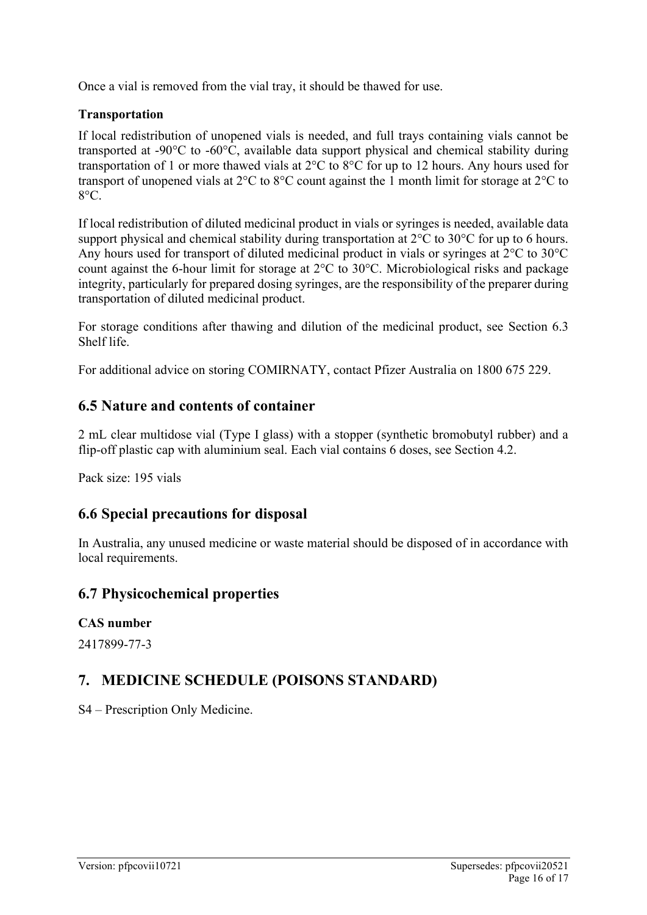Once a vial is removed from the vial tray, it should be thawed for use.

**Transportation**

If local redistribution of unopened vials is needed, and full trays containing vials cannot be transported at -90°C to -60°C, available data support physical and chemical stability during transportation of 1 or more thawed vials at 2°C to 8°C for up to 12 hours. Any hours used for transport of unopened vials at 2°C to 8°C count against the 1 month limit for storage at 2°C to 8°C.

If local redistribution of diluted medicinal product in vials or syringes is needed, available data support physical and chemical stability during transportation at 2°C to 30°C for up to 6 hours. Any hours used for transport of diluted medicinal product in vials or syringes at 2°C to 30°C count against the 6-hour limit for storage at 2°C to 30°C. Microbiological risks and package integrity, particularly for prepared dosing syringes, are the responsibility of the preparer during transportation of diluted medicinal product.

For storage conditions after thawing and dilution of the medicinal product, see Section 6.3 Shelf life.

For additional advice on storing COMIRNATY, contact Pfizer Australia on 1800 675 229.

## 6.5 Nature and contents of container

2 mL clear multidose vial (Type I glass) with a stopper (synthetic bromobutyl rubber) and a flip-off plastic cap with aluminium seal. Each vial contains 6 doses, see Section 4.2.

Pack size: 195 vials

## 6.6 Special precautions for disposal

In Australia, any unused medicine or waste material should be disposed of in accordance with local requirements.

## 6.7 Physicochemical properties

**CAS number**

2417899-77-3

# 7. MEDICINE SCHEDULE (POISONS STANDARD)

S4 – Prescription Only Medicine.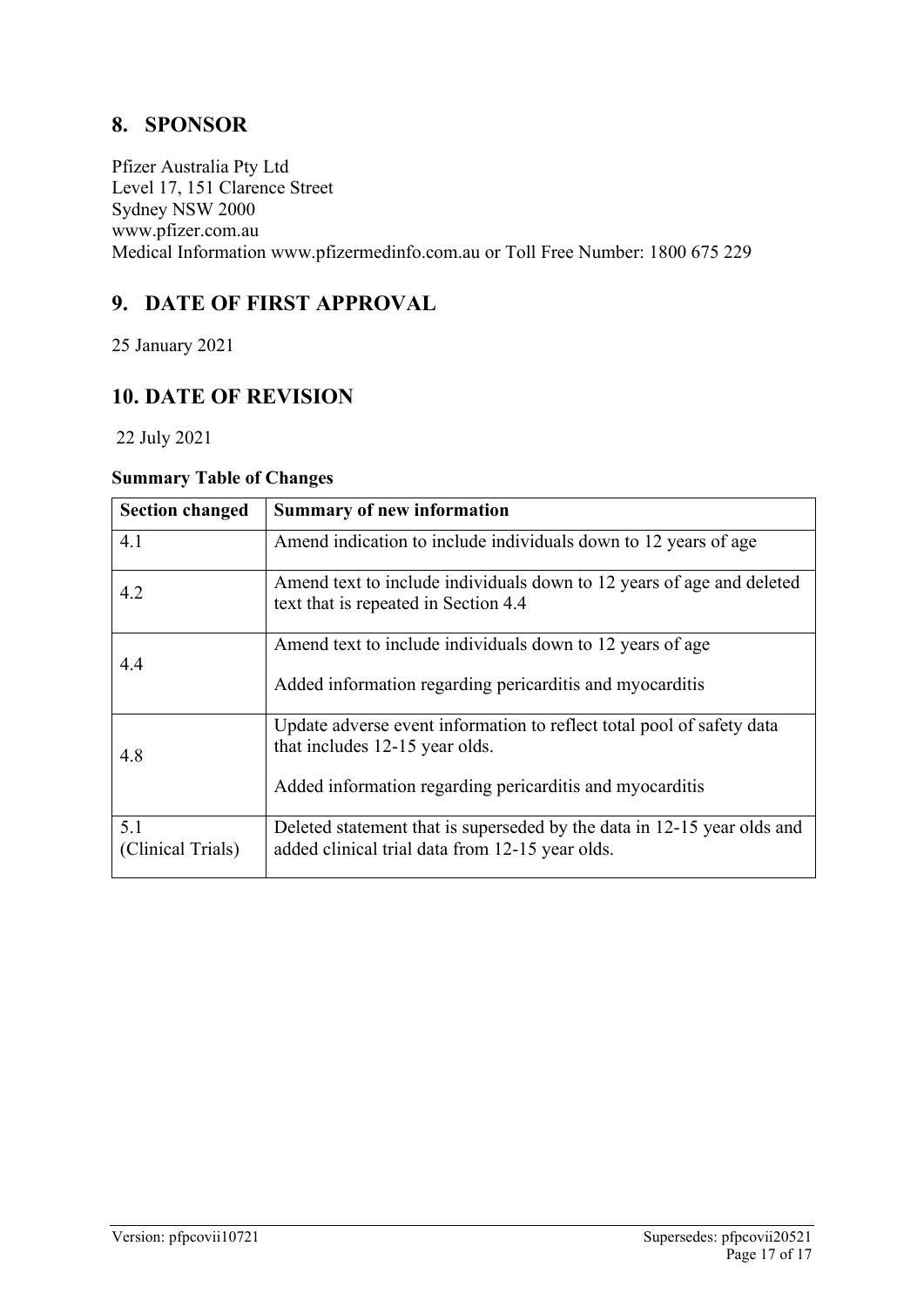## 8. SPONSOR

Pfizer Australia Pty Ltd
Level 17, 151 Clarence Street
Sydney NSW 2000
www.pfizer.com.au
Medical Information www.pfizermedinfo.com.au or Toll Free Number: 1800 675 229

## 9. DATE OF FIRST APPROVAL

25 January 2021

## 10. DATE OF REVISION

22 July 2021

**Summary Table of Changes**

| Section changed | Summary of new information |
|---|---|
| 4.1 | Amend indication to include individuals down to 12 years of age |
| 4.2 | Amend text to include individuals down to 12 years of age and deleted text that is repeated in Section 4.4 |
| 4.4 | Amend text to include individuals down to 12 years of age<br><br>Added information regarding pericarditis and myocarditis |
| 4.8 | Update adverse event information to reflect total pool of safety data that includes 12-15 year olds.<br><br>Added information regarding pericarditis and myocarditis |
| 5.1 (Clinical Trials) | Deleted statement that is superseded by the data in 12-15 year olds and added clinical trial data from 12-15 year olds. |

Version: pfpcovii10721 Supersedes: pfpcovii20521